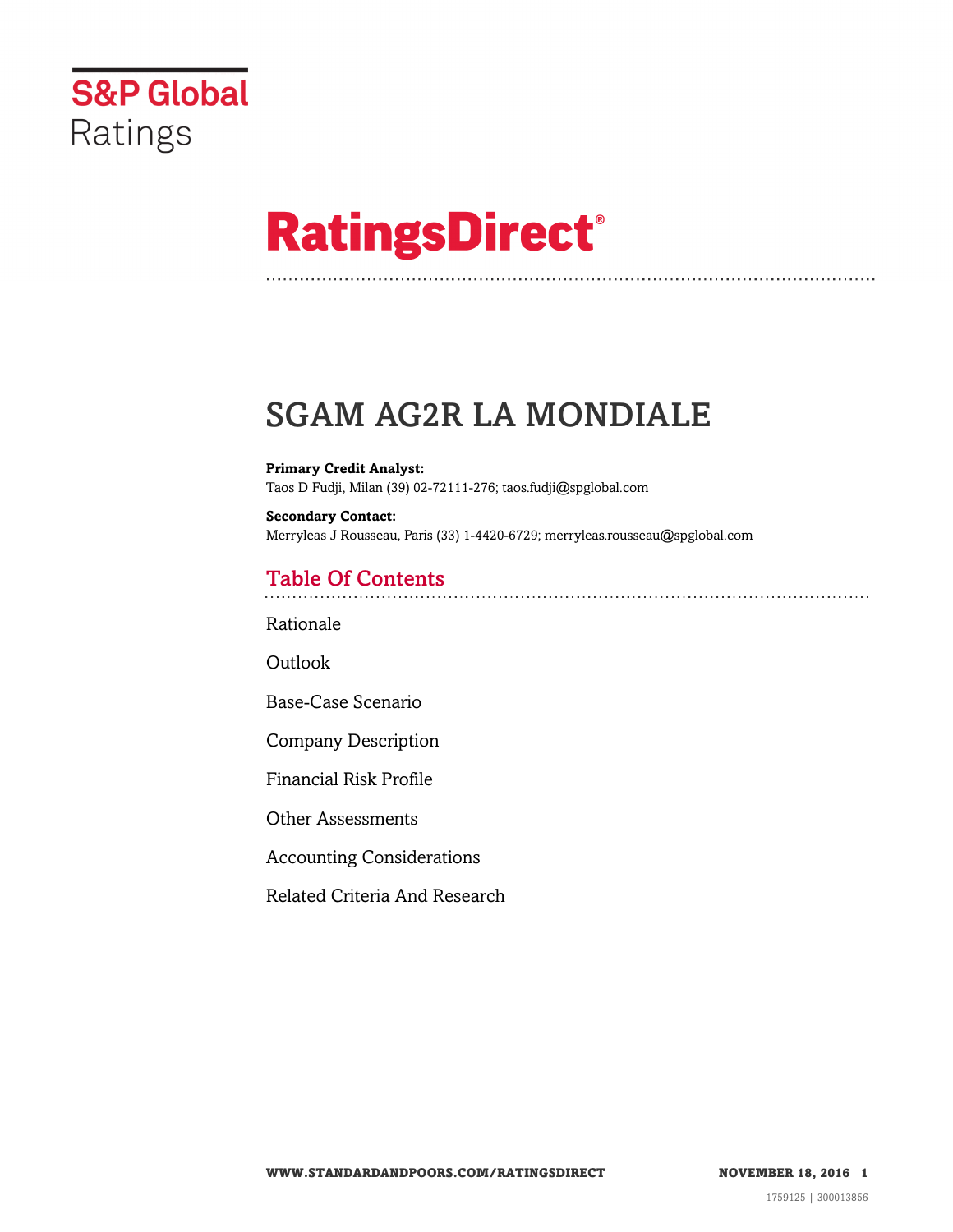S&P Global Ratings

# RatingsDirect®

# SGAM AG2R LA MONDIALE

**Primary Credit Analyst:**
Taos D Fudji, Milan (39) 02-72111-276; taos.fudji@spglobal.com

**Secondary Contact:**
Merryleas J Rousseau, Paris (33) 1-4420-6729; merryleas.rousseau@spglobal.com

## Table Of Contents

Rationale

Outlook

Base-Case Scenario

Company Description

Financial Risk Profile

Other Assessments

Accounting Considerations

Related Criteria And Research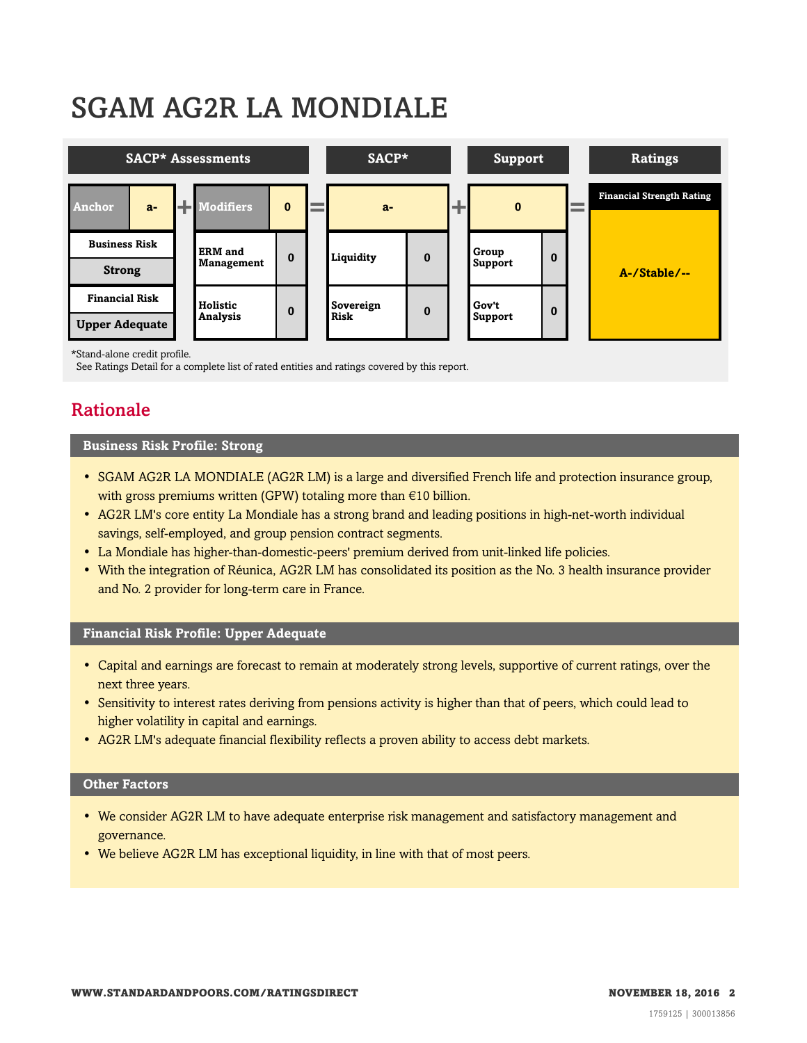# SGAM AG2R LA MONDIALE

| SACP* Assessments | | | | SACP* | | Support | | Ratings |
|---|---|---|---|---|---|---|---|---|
| Anchor | a- | Modifiers | 0 | a- | | 0 | | Financial Strength Rating |
| Business Risk | | ERM and Management | 0 | Liquidity | 0 | Group Support | 0 | A-/Stable/-- |
| Strong | | | | | | | | |
| Financial Risk | | Holistic Analysis | 0 | Sovereign Risk | 0 | Gov't Support | 0 | |
| Upper Adequate | | | | | | | | |

*Stand-alone credit profile.
See Ratings Detail for a complete list of rated entities and ratings covered by this report.

## Rationale

### Business Risk Profile: Strong

- SGAM AG2R LA MONDIALE (AG2R LM) is a large and diversified French life and protection insurance group, with gross premiums written (GPW) totaling more than €10 billion.
- AG2R LM's core entity La Mondiale has a strong brand and leading positions in high-net-worth individual savings, self-employed, and group pension contract segments.
- La Mondiale has higher-than-domestic-peers' premium derived from unit-linked life policies.
- With the integration of Réunica, AG2R LM has consolidated its position as the No. 3 health insurance provider and No. 2 provider for long-term care in France.

### Financial Risk Profile: Upper Adequate

- Capital and earnings are forecast to remain at moderately strong levels, supportive of current ratings, over the next three years.
- Sensitivity to interest rates deriving from pensions activity is higher than that of peers, which could lead to higher volatility in capital and earnings.
- AG2R LM's adequate financial flexibility reflects a proven ability to access debt markets.

### Other Factors

- We consider AG2R LM to have adequate enterprise risk management and satisfactory management and governance.
- We believe AG2R LM has exceptional liquidity, in line with that of most peers.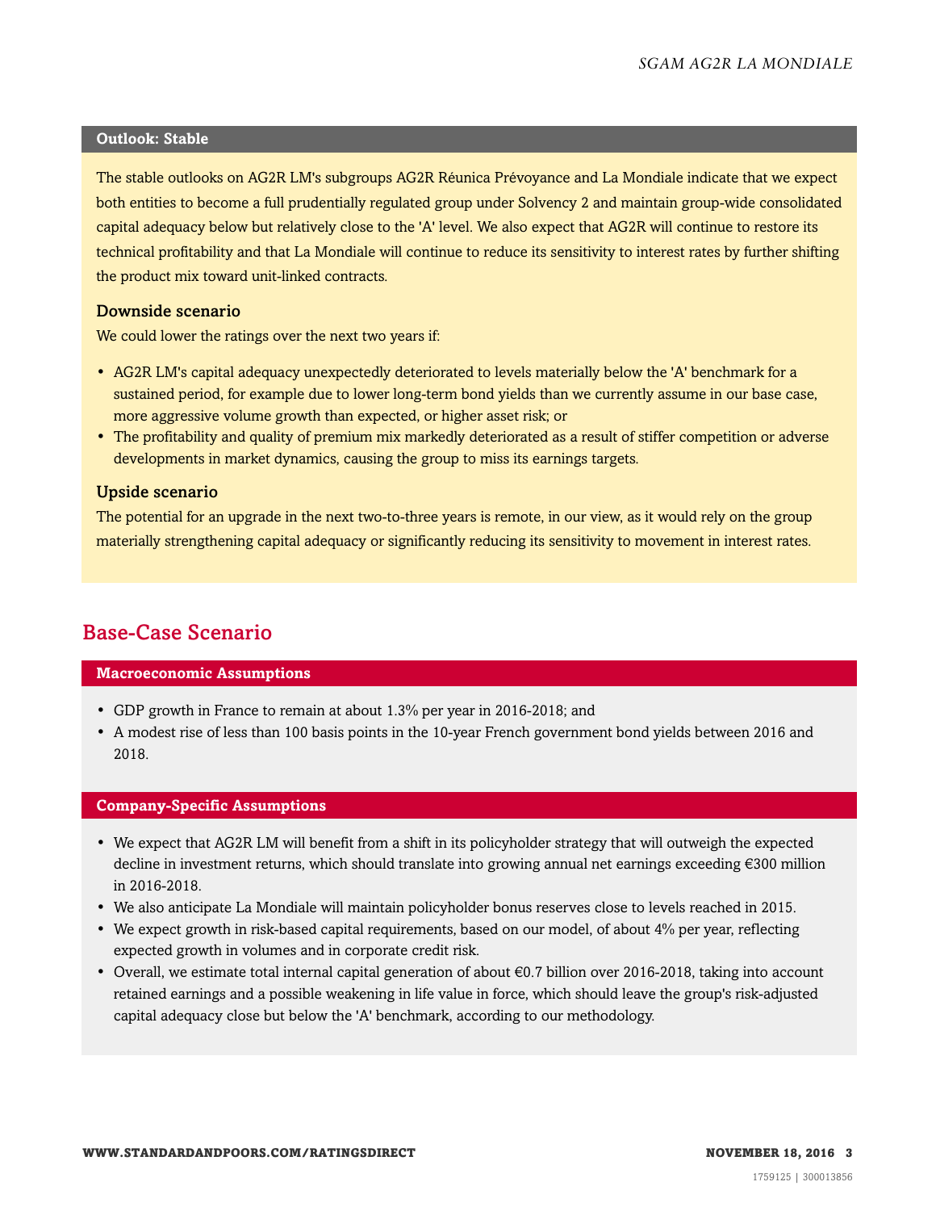### Outlook: Stable

The stable outlooks on AG2R LM's subgroups AG2R Réunica Prévoyance and La Mondiale indicate that we expect both entities to become a full prudentially regulated group under Solvency 2 and maintain group-wide consolidated capital adequacy below but relatively close to the 'A' level. We also expect that AG2R will continue to restore its technical profitability and that La Mondiale will continue to reduce its sensitivity to interest rates by further shifting the product mix toward unit-linked contracts.

#### Downside scenario

We could lower the ratings over the next two years if:

- AG2R LM's capital adequacy unexpectedly deteriorated to levels materially below the 'A' benchmark for a sustained period, for example due to lower long-term bond yields than we currently assume in our base case, more aggressive volume growth than expected, or higher asset risk; or
- The profitability and quality of premium mix markedly deteriorated as a result of stiffer competition or adverse developments in market dynamics, causing the group to miss its earnings targets.

#### Upside scenario

The potential for an upgrade in the next two-to-three years is remote, in our view, as it would rely on the group materially strengthening capital adequacy or significantly reducing its sensitivity to movement in interest rates.

## Base-Case Scenario

### Macroeconomic Assumptions

- GDP growth in France to remain at about 1.3% per year in 2016-2018; and
- A modest rise of less than 100 basis points in the 10-year French government bond yields between 2016 and 2018.

### Company-Specific Assumptions

- We expect that AG2R LM will benefit from a shift in its policyholder strategy that will outweigh the expected decline in investment returns, which should translate into growing annual net earnings exceeding €300 million in 2016-2018.
- We also anticipate La Mondiale will maintain policyholder bonus reserves close to levels reached in 2015.
- We expect growth in risk-based capital requirements, based on our model, of about 4% per year, reflecting expected growth in volumes and in corporate credit risk.
- Overall, we estimate total internal capital generation of about €0.7 billion over 2016-2018, taking into account retained earnings and a possible weakening in life value in force, which should leave the group's risk-adjusted capital adequacy close but below the 'A' benchmark, according to our methodology.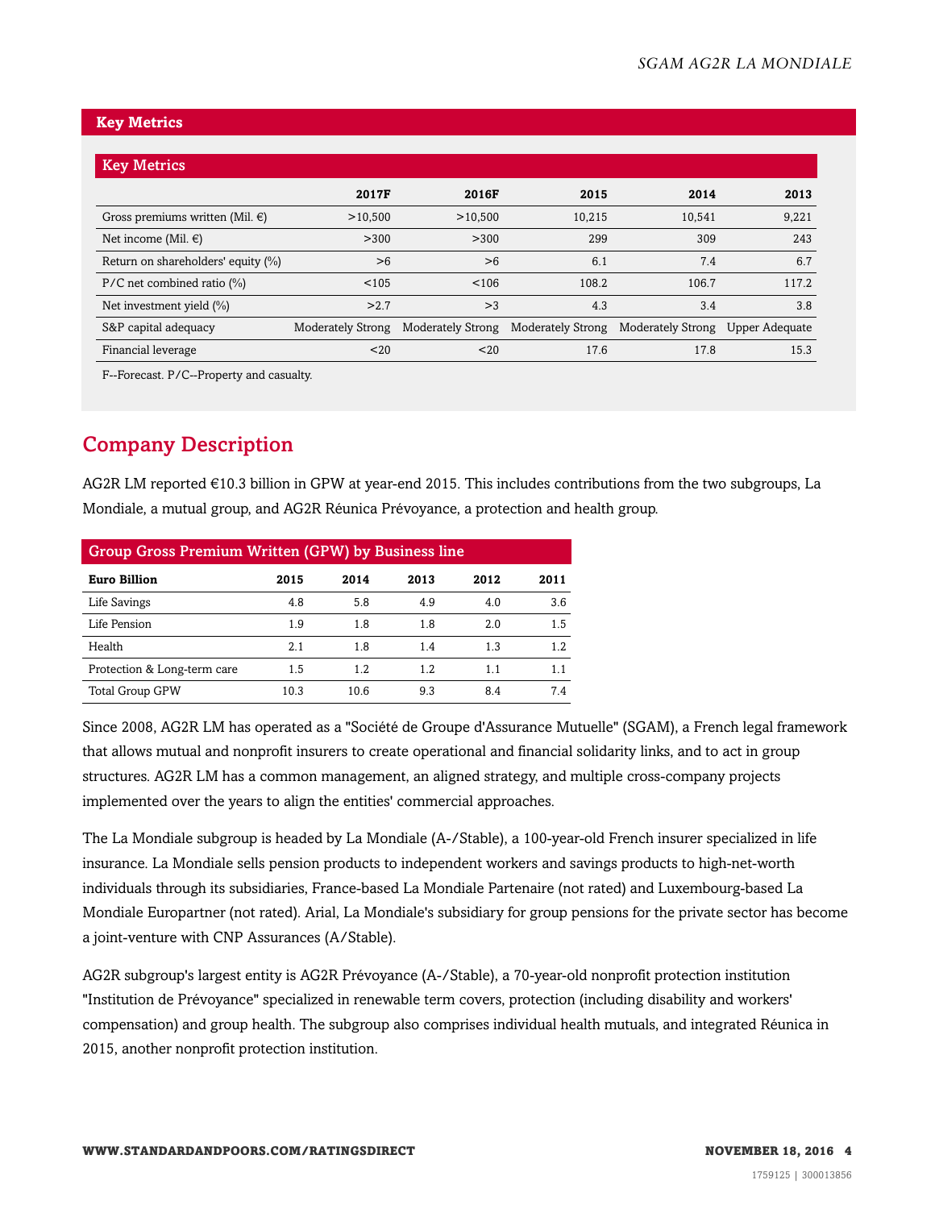## Key Metrics

| | 2017F | 2016F | 2015 | 2014 | 2013 |
|---|---|---|---|---|---|
| Gross premiums written (Mil. €) | >10,500 | >10,500 | 10,215 | 10,541 | 9,221 |
| Net income (Mil. €) | >300 | >300 | 299 | 309 | 243 |
| Return on shareholders' equity (%) | >6 | >6 | 6.1 | 7.4 | 6.7 |
| P/C net combined ratio (%) | <105 | <106 | 108.2 | 106.7 | 117.2 |
| Net investment yield (%) | >2.7 | >3 | 4.3 | 3.4 | 3.8 |
| S&P capital adequacy | Moderately Strong | Moderately Strong | Moderately Strong | Moderately Strong | Upper Adequate |
| Financial leverage | <20 | <20 | 17.6 | 17.8 | 15.3 |

F--Forecast. P/C--Property and casualty.

## Company Description

AG2R LM reported €10.3 billion in GPW at year-end 2015. This includes contributions from the two subgroups, La Mondiale, a mutual group, and AG2R Réunica Prévoyance, a protection and health group.

**Group Gross Premium Written (GPW) by Business line**

| Euro Billion | 2015 | 2014 | 2013 | 2012 | 2011 |
|---|---|---|---|---|---|
| Life Savings | 4.8 | 5.8 | 4.9 | 4.0 | 3.6 |
| Life Pension | 1.9 | 1.8 | 1.8 | 2.0 | 1.5 |
| Health | 2.1 | 1.8 | 1.4 | 1.3 | 1.2 |
| Protection & Long-term care | 1.5 | 1.2 | 1.2 | 1.1 | 1.1 |
| Total Group GPW | 10.3 | 10.6 | 9.3 | 8.4 | 7.4 |

Since 2008, AG2R LM has operated as a "Société de Groupe d'Assurance Mutuelle" (SGAM), a French legal framework that allows mutual and nonprofit insurers to create operational and financial solidarity links, and to act in group structures. AG2R LM has a common management, an aligned strategy, and multiple cross-company projects implemented over the years to align the entities' commercial approaches.

The La Mondiale subgroup is headed by La Mondiale (A-/Stable), a 100-year-old French insurer specialized in life insurance. La Mondiale sells pension products to independent workers and savings products to high-net-worth individuals through its subsidiaries, France-based La Mondiale Partenaire (not rated) and Luxembourg-based La Mondiale Europartner (not rated). Arial, La Mondiale's subsidiary for group pensions for the private sector has become a joint-venture with CNP Assurances (A/Stable).

AG2R subgroup's largest entity is AG2R Prévoyance (A-/Stable), a 70-year-old nonprofit protection institution "Institution de Prévoyance" specialized in renewable term covers, protection (including disability and workers' compensation) and group health. The subgroup also comprises individual health mutuals, and integrated Réunica in 2015, another nonprofit protection institution.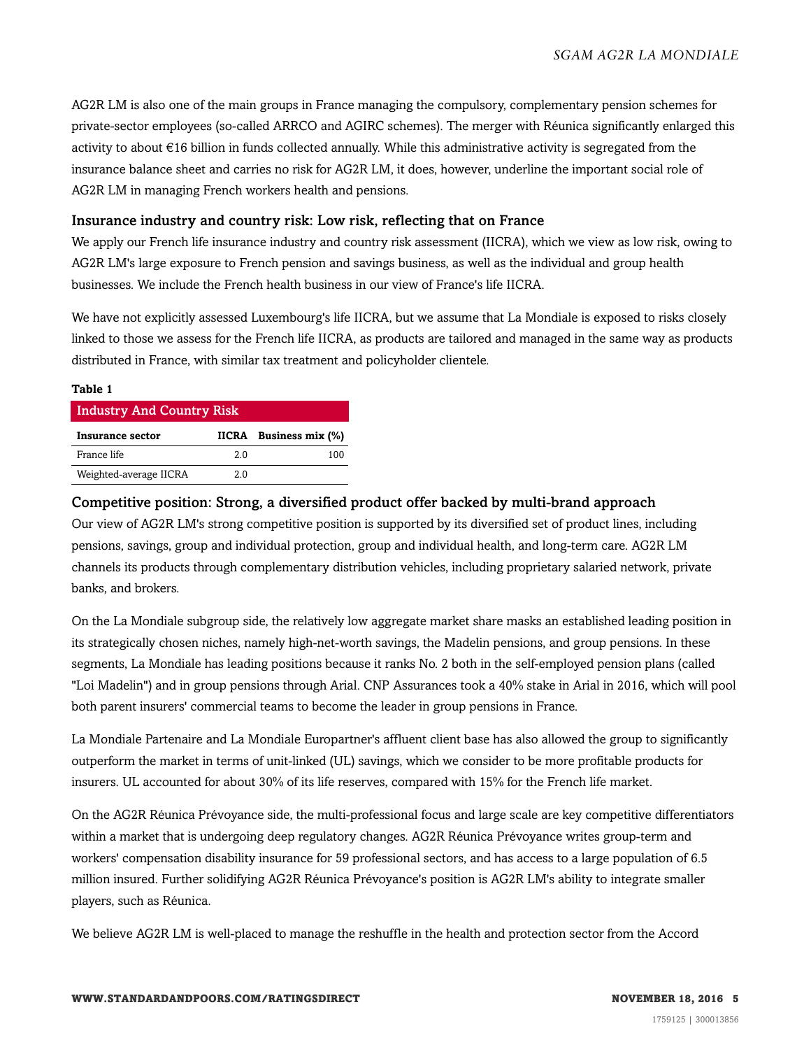AG2R LM is also one of the main groups in France managing the compulsory, complementary pension schemes for private-sector employees (so-called ARRCO and AGIRC schemes). The merger with Réunica significantly enlarged this activity to about €16 billion in funds collected annually. While this administrative activity is segregated from the insurance balance sheet and carries no risk for AG2R LM, it does, however, underline the important social role of AG2R LM in managing French workers health and pensions.

### Insurance industry and country risk: Low risk, reflecting that on France

We apply our French life insurance industry and country risk assessment (IICRA), which we view as low risk, owing to AG2R LM's large exposure to French pension and savings business, as well as the individual and group health businesses. We include the French health business in our view of France's life IICRA.

We have not explicitly assessed Luxembourg's life IICRA, but we assume that La Mondiale is exposed to risks closely linked to those we assess for the French life IICRA, as products are tailored and managed in the same way as products distributed in France, with similar tax treatment and policyholder clientele.

**Table 1**

**Industry And Country Risk**

| Insurance sector | IICRA | Business mix (%) |
|---|---|---|
| France life | 2.0 | 100 |
| Weighted-average IICRA | 2.0 | |

### Competitive position: Strong, a diversified product offer backed by multi-brand approach

Our view of AG2R LM's strong competitive position is supported by its diversified set of product lines, including pensions, savings, group and individual protection, group and individual health, and long-term care. AG2R LM channels its products through complementary distribution vehicles, including proprietary salaried network, private banks, and brokers.

On the La Mondiale subgroup side, the relatively low aggregate market share masks an established leading position in its strategically chosen niches, namely high-net-worth savings, the Madelin pensions, and group pensions. In these segments, La Mondiale has leading positions because it ranks No. 2 both in the self-employed pension plans (called "Loi Madelin") and in group pensions through Arial. CNP Assurances took a 40% stake in Arial in 2016, which will pool both parent insurers' commercial teams to become the leader in group pensions in France.

La Mondiale Partenaire and La Mondiale Europartner's affluent client base has also allowed the group to significantly outperform the market in terms of unit-linked (UL) savings, which we consider to be more profitable products for insurers. UL accounted for about 30% of its life reserves, compared with 15% for the French life market.

On the AG2R Réunica Prévoyance side, the multi-professional focus and large scale are key competitive differentiators within a market that is undergoing deep regulatory changes. AG2R Réunica Prévoyance writes group-term and workers' compensation disability insurance for 59 professional sectors, and has access to a large population of 6.5 million insured. Further solidifying AG2R Réunica Prévoyance's position is AG2R LM's ability to integrate smaller players, such as Réunica.

We believe AG2R LM is well-placed to manage the reshuffle in the health and protection sector from the Accord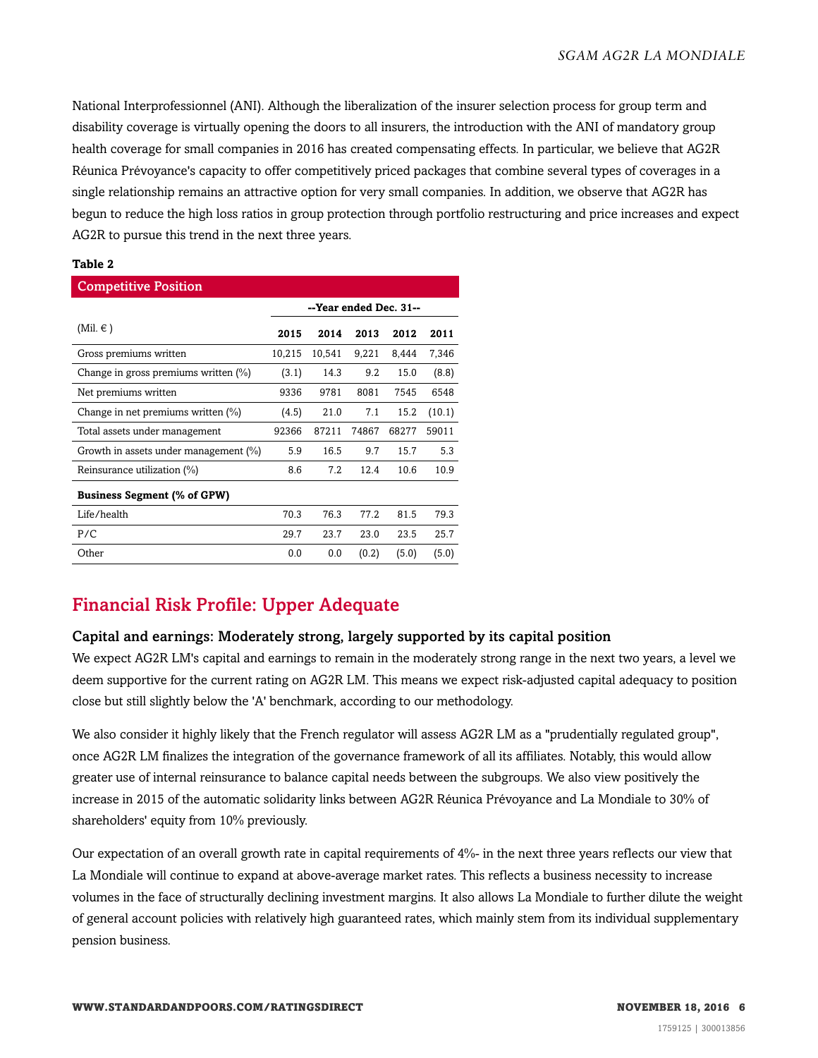National Interprofessionnel (ANI). Although the liberalization of the insurer selection process for group term and disability coverage is virtually opening the doors to all insurers, the introduction with the ANI of mandatory group health coverage for small companies in 2016 has created compensating effects. In particular, we believe that AG2R Réunica Prévoyance's capacity to offer competitively priced packages that combine several types of coverages in a single relationship remains an attractive option for very small companies. In addition, we observe that AG2R has begun to reduce the high loss ratios in group protection through portfolio restructuring and price increases and expect AG2R to pursue this trend in the next three years.

**Table 2**

| Competitive Position | | | | | |
|---|---|---|---|---|---|
| | --Year ended Dec. 31-- | | | | |
| (Mil. €) | **2015** | **2014** | **2013** | **2012** | **2011** |
| Gross premiums written | 10,215 | 10,541 | 9,221 | 8,444 | 7,346 |
| Change in gross premiums written (%) | (3.1) | 14.3 | 9.2 | 15.0 | (8.8) |
| Net premiums written | 9336 | 9781 | 8081 | 7545 | 6548 |
| Change in net premiums written (%) | (4.5) | 21.0 | 7.1 | 15.2 | (10.1) |
| Total assets under management | 92366 | 87211 | 74867 | 68277 | 59011 |
| Growth in assets under management (%) | 5.9 | 16.5 | 9.7 | 15.7 | 5.3 |
| Reinsurance utilization (%) | 8.6 | 7.2 | 12.4 | 10.6 | 10.9 |
| **Business Segment (% of GPW)** | | | | | |
| Life/health | 70.3 | 76.3 | 77.2 | 81.5 | 79.3 |
| P/C | 29.7 | 23.7 | 23.0 | 23.5 | 25.7 |
| Other | 0.0 | 0.0 | (0.2) | (5.0) | (5.0) |

## Financial Risk Profile: Upper Adequate

### Capital and earnings: Moderately strong, largely supported by its capital position

We expect AG2R LM's capital and earnings to remain in the moderately strong range in the next two years, a level we deem supportive for the current rating on AG2R LM. This means we expect risk-adjusted capital adequacy to position close but still slightly below the 'A' benchmark, according to our methodology.

We also consider it highly likely that the French regulator will assess AG2R LM as a "prudentially regulated group", once AG2R LM finalizes the integration of the governance framework of all its affiliates. Notably, this would allow greater use of internal reinsurance to balance capital needs between the subgroups. We also view positively the increase in 2015 of the automatic solidarity links between AG2R Réunica Prévoyance and La Mondiale to 30% of shareholders' equity from 10% previously.

Our expectation of an overall growth rate in capital requirements of 4%- in the next three years reflects our view that La Mondiale will continue to expand at above-average market rates. This reflects a business necessity to increase volumes in the face of structurally declining investment margins. It also allows La Mondiale to further dilute the weight of general account policies with relatively high guaranteed rates, which mainly stem from its individual supplementary pension business.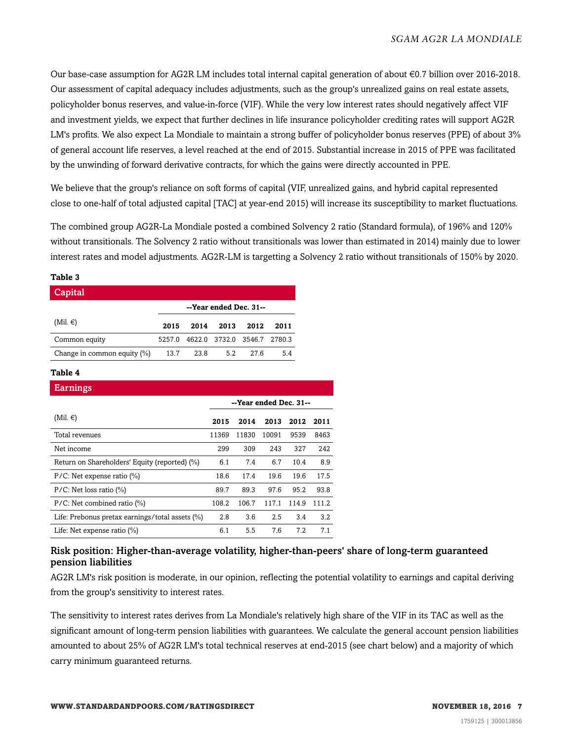Our base-case assumption for AG2R LM includes total internal capital generation of about €0.7 billion over 2016-2018. Our assessment of capital adequacy includes adjustments, such as the group's unrealized gains on real estate assets, policyholder bonus reserves, and value-in-force (VIF). While the very low interest rates should negatively affect VIF and investment yields, we expect that further declines in life insurance policyholder crediting rates will support AG2R LM's profits. We also expect La Mondiale to maintain a strong buffer of policyholder bonus reserves (PPE) of about 3% of general account life reserves, a level reached at the end of 2015. Substantial increase in 2015 of PPE was facilitated by the unwinding of forward derivative contracts, for which the gains were directly accounted in PPE.

We believe that the group's reliance on soft forms of capital (VIF, unrealized gains, and hybrid capital represented close to one-half of total adjusted capital [TAC] at year-end 2015) will increase its susceptibility to market fluctuations.

The combined group AG2R-La Mondiale posted a combined Solvency 2 ratio (Standard formula), of 196% and 120% without transitionals. The Solvency 2 ratio without transitionals was lower than estimated in 2014) mainly due to lower interest rates and model adjustments. AG2R-LM is targetting a Solvency 2 ratio without transitionals of 150% by 2020.

**Table 3**

**Capital**

| | --Year ended Dec. 31-- | | | | |
|---|---|---|---|---|---|
| (Mil. €) | 2015 | 2014 | 2013 | 2012 | 2011 |
| Common equity | 5257.0 | 4622.0 | 3732.0 | 3546.7 | 2780.3 |
| Change in common equity (%) | 13.7 | 23.8 | 5.2 | 27.6 | 5.4 |

**Table 4**

**Earnings**

| | --Year ended Dec. 31-- | | | | |
|---|---|---|---|---|---|
| (Mil. €) | 2015 | 2014 | 2013 | 2012 | 2011 |
| Total revenues | 11369 | 11830 | 10091 | 9539 | 8463 |
| Net income | 299 | 309 | 243 | 327 | 242 |
| Return on Shareholders' Equity (reported) (%) | 6.1 | 7.4 | 6.7 | 10.4 | 8.9 |
| P/C: Net expense ratio (%) | 18.6 | 17.4 | 19.6 | 19.6 | 17.5 |
| P/C: Net loss ratio (%) | 89.7 | 89.3 | 97.6 | 95.2 | 93.8 |
| P/C: Net combined ratio (%) | 108.2 | 106.7 | 117.1 | 114.9 | 111.2 |
| Life: Prebonus pretax earnings/total assets (%) | 2.8 | 3.6 | 2.5 | 3.4 | 3.2 |
| Life: Net expense ratio (%) | 6.1 | 5.5 | 7.6 | 7.2 | 7.1 |

### Risk position: Higher-than-average volatility, higher-than-peers' share of long-term guaranteed pension liabilities

AG2R LM's risk position is moderate, in our opinion, reflecting the potential volatility to earnings and capital deriving from the group's sensitivity to interest rates.

The sensitivity to interest rates derives from La Mondiale's relatively high share of the VIF in its TAC as well as the significant amount of long-term pension liabilities with guarantees. We calculate the general account pension liabilities amounted to about 25% of AG2R LM's total technical reserves at end-2015 (see chart below) and a majority of which carry minimum guaranteed returns.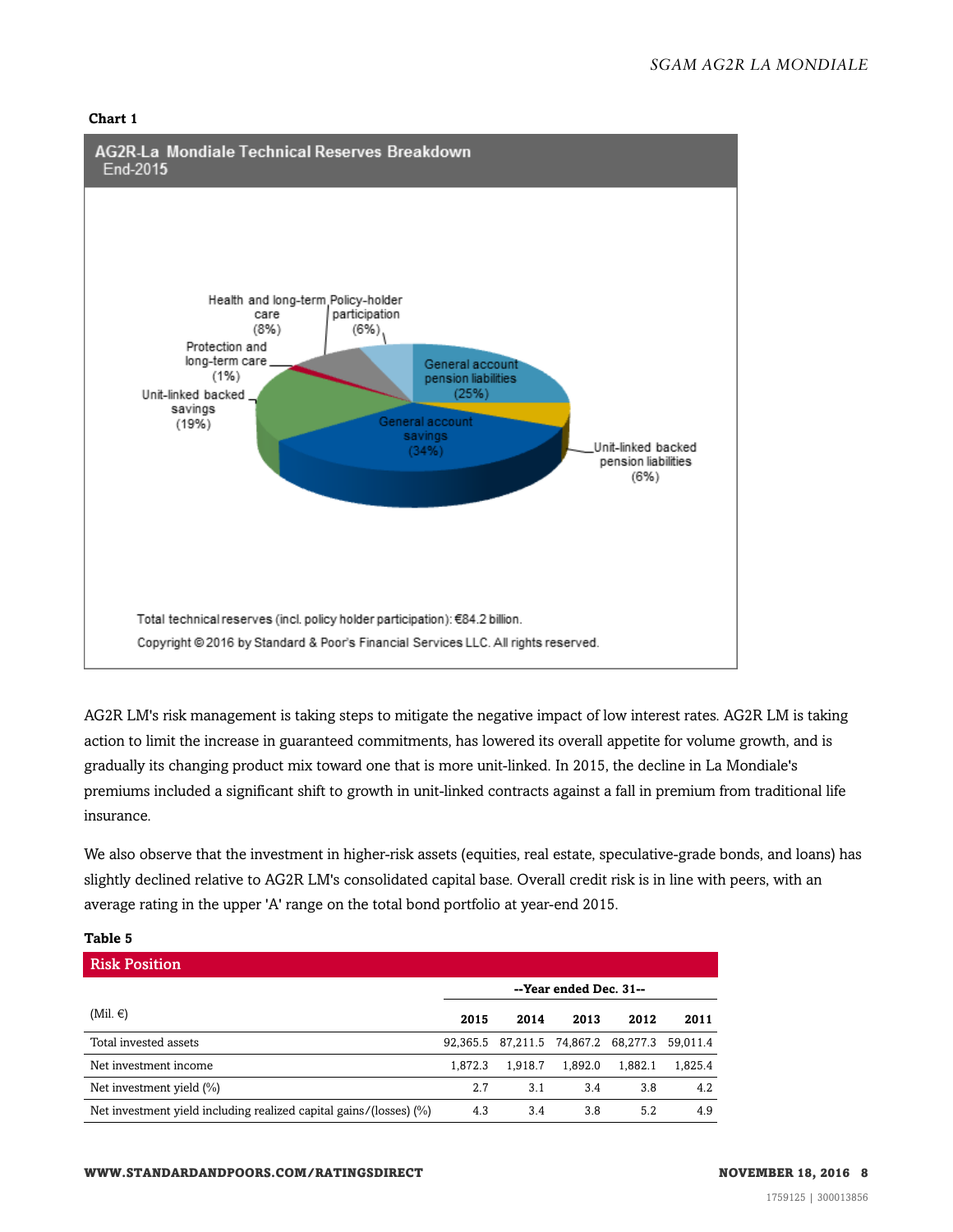**Chart 1**

**AG2R-La Mondiale Technical Reserves Breakdown**
End-2015

General account pension liabilities (25%)
Unit-linked backed pension liabilities (6%)
General account savings (34%)
Unit-linked backed savings (19%)
Protection and long-term care (1%)
Health and long-term care (8%)
Policy-holder participation (6%)

Total technical reserves (incl. policy holder participation): €84.2 billion.

Copyright © 2016 by Standard & Poor's Financial Services LLC. All rights reserved.

AG2R LM's risk management is taking steps to mitigate the negative impact of low interest rates. AG2R LM is taking action to limit the increase in guaranteed commitments, has lowered its overall appetite for volume growth, and is gradually its changing product mix toward one that is more unit-linked. In 2015, the decline in La Mondiale's premiums included a significant shift to growth in unit-linked contracts against a fall in premium from traditional life insurance.

We also observe that the investment in higher-risk assets (equities, real estate, speculative-grade bonds, and loans) has slightly declined relative to AG2R LM's consolidated capital base. Overall credit risk is in line with peers, with an average rating in the upper 'A' range on the total bond portfolio at year-end 2015.

**Table 5**

**Risk Position**

| | --Year ended Dec. 31-- | | | | |
|---|---|---|---|---|---|
| (Mil. €) | **2015** | **2014** | **2013** | **2012** | **2011** |
| Total invested assets | 92,365.5 | 87,211.5 | 74,867.2 | 68,277.3 | 59,011.4 |
| Net investment income | 1,872.3 | 1,918.7 | 1,892.0 | 1,882.1 | 1,825.4 |
| Net investment yield (%) | 2.7 | 3.1 | 3.4 | 3.8 | 4.2 |
| Net investment yield including realized capital gains/(losses) (%) | 4.3 | 3.4 | 3.8 | 5.2 | 4.9 |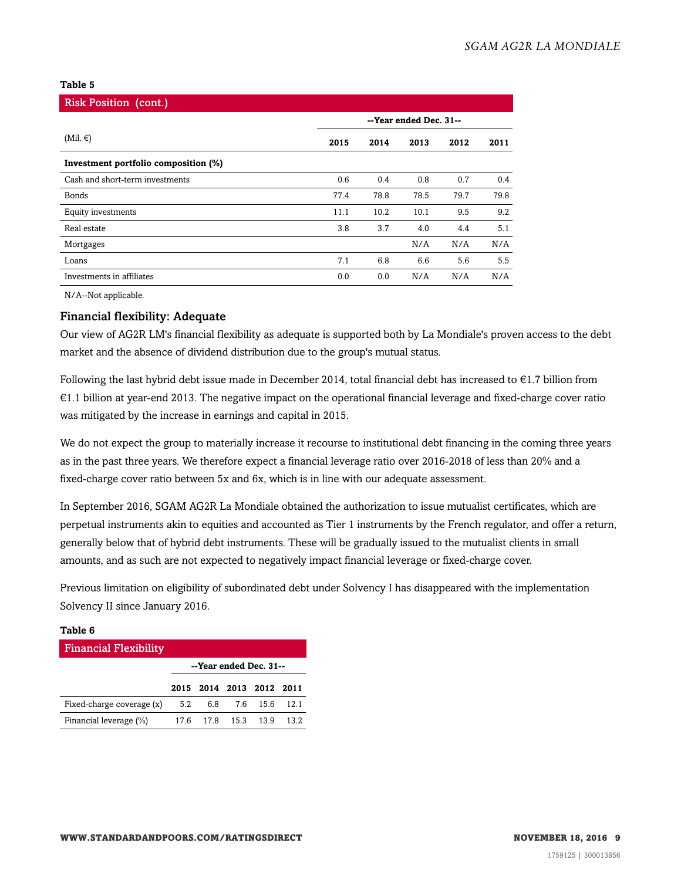**Table 5**

| Risk Position (cont.) | | | | | |
|---|---|---|---|---|---|
| | --Year ended Dec. 31-- | | | | |
| (Mil. €) | 2015 | 2014 | 2013 | 2012 | 2011 |
| **Investment portfolio composition (%)** | | | | | |
| Cash and short-term investments | 0.6 | 0.4 | 0.8 | 0.7 | 0.4 |
| Bonds | 77.4 | 78.8 | 78.5 | 79.7 | 79.8 |
| Equity investments | 11.1 | 10.2 | 10.1 | 9.5 | 9.2 |
| Real estate | 3.8 | 3.7 | 4.0 | 4.4 | 5.1 |
| Mortgages | | | N/A | N/A | N/A |
| Loans | 7.1 | 6.8 | 6.6 | 5.6 | 5.5 |
| Investments in affiliates | 0.0 | 0.0 | N/A | N/A | N/A |

N/A--Not applicable.

### Financial flexibility: Adequate

Our view of AG2R LM's financial flexibility as adequate is supported both by La Mondiale's proven access to the debt market and the absence of dividend distribution due to the group's mutual status.

Following the last hybrid debt issue made in December 2014, total financial debt has increased to €1.7 billion from €1.1 billion at year-end 2013. The negative impact on the operational financial leverage and fixed-charge cover ratio was mitigated by the increase in earnings and capital in 2015.

We do not expect the group to materially increase it recourse to institutional debt financing in the coming three years as in the past three years. We therefore expect a financial leverage ratio over 2016-2018 of less than 20% and a fixed-charge cover ratio between 5x and 6x, which is in line with our adequate assessment.

In September 2016, SGAM AG2R La Mondiale obtained the authorization to issue mutualist certificates, which are perpetual instruments akin to equities and accounted as Tier 1 instruments by the French regulator, and offer a return, generally below that of hybrid debt instruments. These will be gradually issued to the mutualist clients in small amounts, and as such are not expected to negatively impact financial leverage or fixed-charge cover.

Previous limitation on eligibility of subordinated debt under Solvency I has disappeared with the implementation Solvency II since January 2016.

**Table 6**

| Financial Flexibility | | | | | |
|---|---|---|---|---|---|
| | --Year ended Dec. 31-- | | | | |
| | 2015 | 2014 | 2013 | 2012 | 2011 |
| Fixed-charge coverage (x) | 5.2 | 6.8 | 7.6 | 15.6 | 12.1 |
| Financial leverage (%) | 17.6 | 17.8 | 15.3 | 13.9 | 13.2 |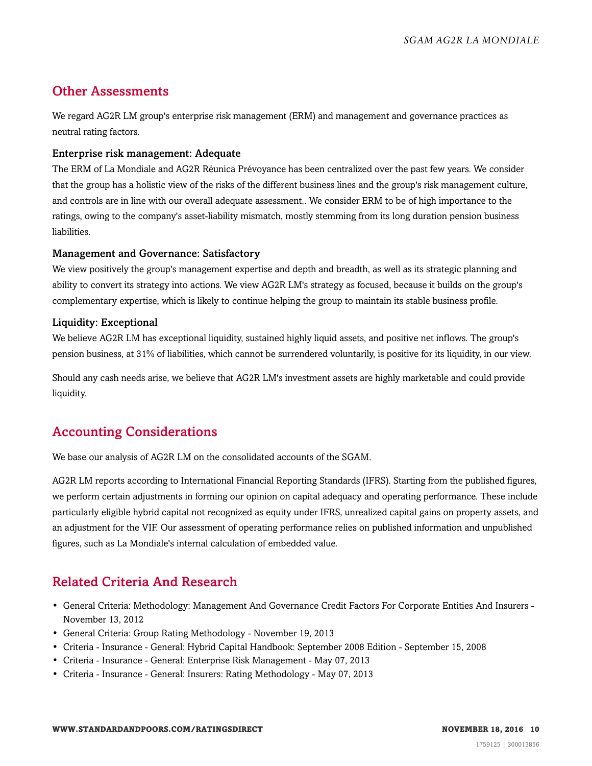## Other Assessments

We regard AG2R LM group's enterprise risk management (ERM) and management and governance practices as neutral rating factors.

### Enterprise risk management: Adequate

The ERM of La Mondiale and AG2R Réunica Prévoyance has been centralized over the past few years. We consider that the group has a holistic view of the risks of the different business lines and the group's risk management culture, and controls are in line with our overall adequate assessment.. We consider ERM to be of high importance to the ratings, owing to the company's asset-liability mismatch, mostly stemming from its long duration pension business liabilities.

### Management and Governance: Satisfactory

We view positively the group's management expertise and depth and breadth, as well as its strategic planning and ability to convert its strategy into actions. We view AG2R LM's strategy as focused, because it builds on the group's complementary expertise, which is likely to continue helping the group to maintain its stable business profile.

### Liquidity: Exceptional

We believe AG2R LM has exceptional liquidity, sustained highly liquid assets, and positive net inflows. The group's pension business, at 31% of liabilities, which cannot be surrendered voluntarily, is positive for its liquidity, in our view.

Should any cash needs arise, we believe that AG2R LM's investment assets are highly marketable and could provide liquidity.

## Accounting Considerations

We base our analysis of AG2R LM on the consolidated accounts of the SGAM.

AG2R LM reports according to International Financial Reporting Standards (IFRS). Starting from the published figures, we perform certain adjustments in forming our opinion on capital adequacy and operating performance. These include particularly eligible hybrid capital not recognized as equity under IFRS, unrealized capital gains on property assets, and an adjustment for the VIF. Our assessment of operating performance relies on published information and unpublished figures, such as La Mondiale's internal calculation of embedded value.

## Related Criteria And Research

- General Criteria: Methodology: Management And Governance Credit Factors For Corporate Entities And Insurers - November 13, 2012
- General Criteria: Group Rating Methodology - November 19, 2013
- Criteria - Insurance - General: Hybrid Capital Handbook: September 2008 Edition - September 15, 2008
- Criteria - Insurance - General: Enterprise Risk Management - May 07, 2013
- Criteria - Insurance - General: Insurers: Rating Methodology - May 07, 2013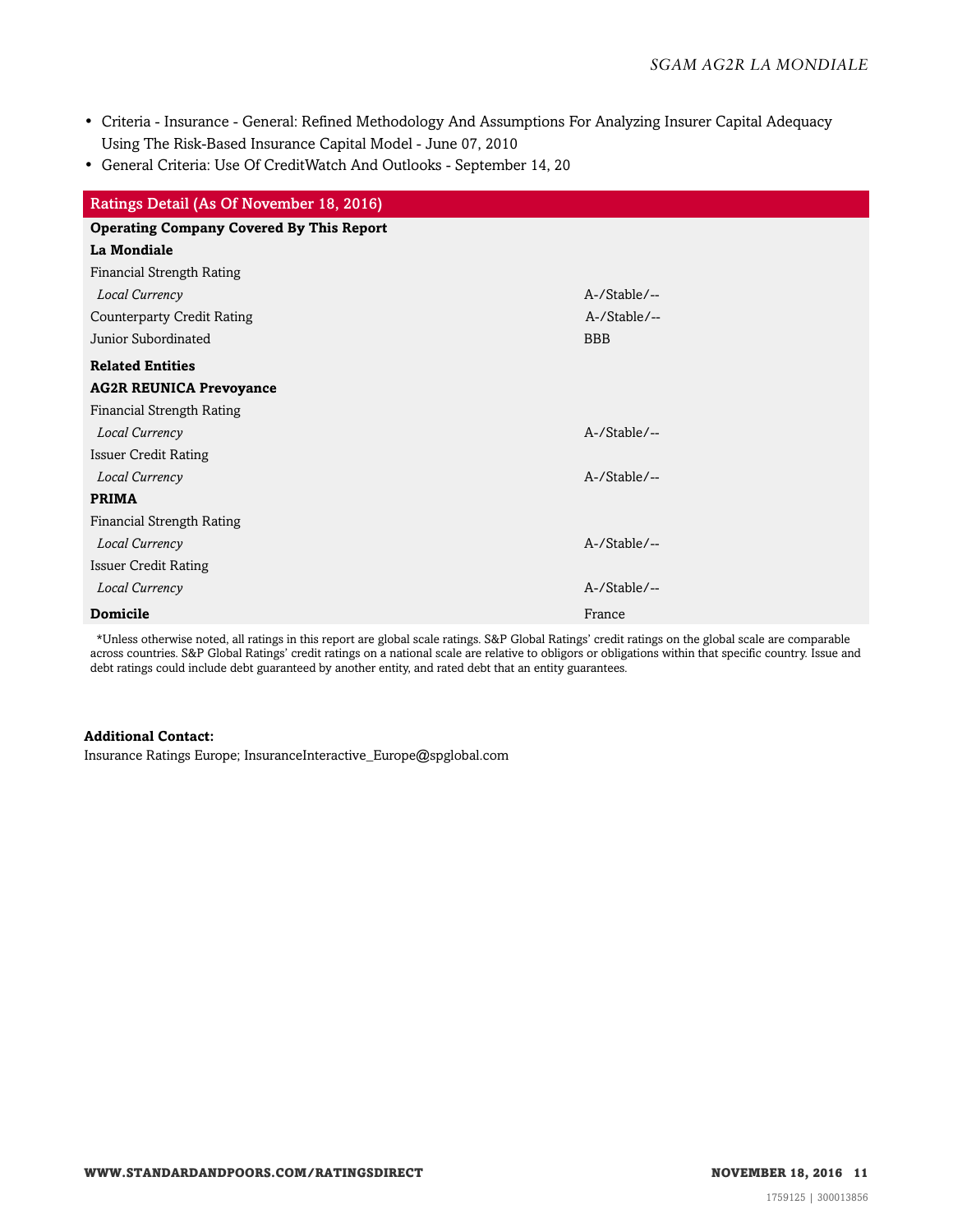- Criteria - Insurance - General: Refined Methodology And Assumptions For Analyzing Insurer Capital Adequacy Using The Risk-Based Insurance Capital Model - June 07, 2010
- General Criteria: Use Of CreditWatch And Outlooks - September 14, 20

| Ratings Detail (As Of November 18, 2016) | |
|---|---|
| **Operating Company Covered By This Report** | |
| **La Mondiale** | |
| Financial Strength Rating | |
| *Local Currency* | A-/Stable/-- |
| Counterparty Credit Rating | A-/Stable/-- |
| Junior Subordinated | BBB |
| **Related Entities** | |
| **AG2R REUNICA Prevoyance** | |
| Financial Strength Rating | |
| *Local Currency* | A-/Stable/-- |
| Issuer Credit Rating | |
| *Local Currency* | A-/Stable/-- |
| **PRIMA** | |
| Financial Strength Rating | |
| *Local Currency* | A-/Stable/-- |
| Issuer Credit Rating | |
| *Local Currency* | A-/Stable/-- |
| **Domicile** | France |

*Unless otherwise noted, all ratings in this report are global scale ratings. S&P Global Ratings' credit ratings on the global scale are comparable across countries. S&P Global Ratings' credit ratings on a national scale are relative to obligors or obligations within that specific country. Issue and debt ratings could include debt guaranteed by another entity, and rated debt that an entity guarantees.

**Additional Contact:**
Insurance Ratings Europe; InsuranceInteractive_Europe@spglobal.com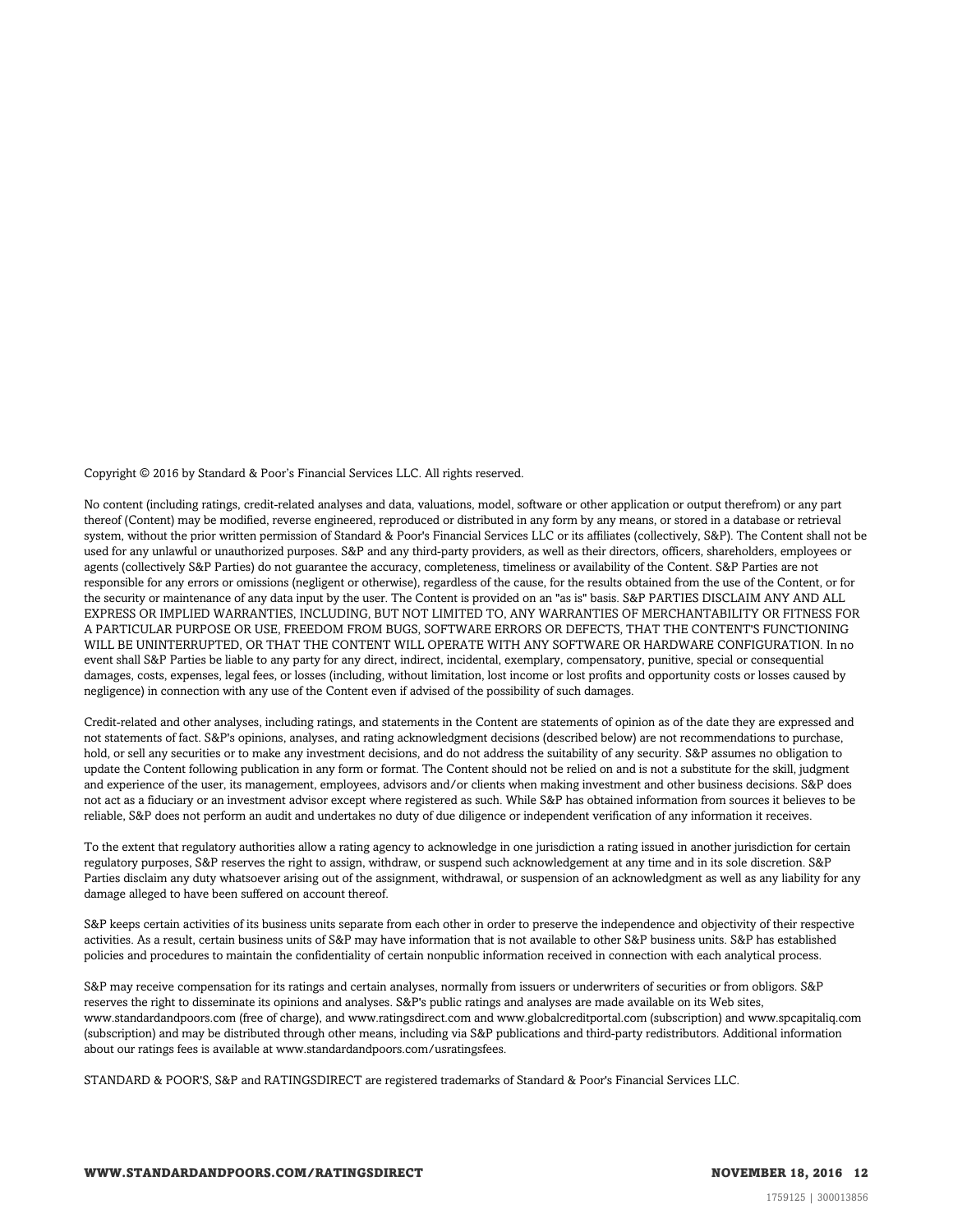Copyright © 2016 by Standard & Poor's Financial Services LLC. All rights reserved.

No content (including ratings, credit-related analyses and data, valuations, model, software or other application or output therefrom) or any part thereof (Content) may be modified, reverse engineered, reproduced or distributed in any form by any means, or stored in a database or retrieval system, without the prior written permission of Standard & Poor's Financial Services LLC or its affiliates (collectively, S&P). The Content shall not be used for any unlawful or unauthorized purposes. S&P and any third-party providers, as well as their directors, officers, shareholders, employees or agents (collectively S&P Parties) do not guarantee the accuracy, completeness, timeliness or availability of the Content. S&P Parties are not responsible for any errors or omissions (negligent or otherwise), regardless of the cause, for the results obtained from the use of the Content, or for the security or maintenance of any data input by the user. The Content is provided on an "as is" basis. S&P PARTIES DISCLAIM ANY AND ALL EXPRESS OR IMPLIED WARRANTIES, INCLUDING, BUT NOT LIMITED TO, ANY WARRANTIES OF MERCHANTABILITY OR FITNESS FOR A PARTICULAR PURPOSE OR USE, FREEDOM FROM BUGS, SOFTWARE ERRORS OR DEFECTS, THAT THE CONTENT'S FUNCTIONING WILL BE UNINTERRUPTED, OR THAT THE CONTENT WILL OPERATE WITH ANY SOFTWARE OR HARDWARE CONFIGURATION. In no event shall S&P Parties be liable to any party for any direct, indirect, incidental, exemplary, compensatory, punitive, special or consequential damages, costs, expenses, legal fees, or losses (including, without limitation, lost income or lost profits and opportunity costs or losses caused by negligence) in connection with any use of the Content even if advised of the possibility of such damages.

Credit-related and other analyses, including ratings, and statements in the Content are statements of opinion as of the date they are expressed and not statements of fact. S&P's opinions, analyses, and rating acknowledgment decisions (described below) are not recommendations to purchase, hold, or sell any securities or to make any investment decisions, and do not address the suitability of any security. S&P assumes no obligation to update the Content following publication in any form or format. The Content should not be relied on and is not a substitute for the skill, judgment and experience of the user, its management, employees, advisors and/or clients when making investment and other business decisions. S&P does not act as a fiduciary or an investment advisor except where registered as such. While S&P has obtained information from sources it believes to be reliable, S&P does not perform an audit and undertakes no duty of due diligence or independent verification of any information it receives.

To the extent that regulatory authorities allow a rating agency to acknowledge in one jurisdiction a rating issued in another jurisdiction for certain regulatory purposes, S&P reserves the right to assign, withdraw, or suspend such acknowledgement at any time and in its sole discretion. S&P Parties disclaim any duty whatsoever arising out of the assignment, withdrawal, or suspension of an acknowledgment as well as any liability for any damage alleged to have been suffered on account thereof.

S&P keeps certain activities of its business units separate from each other in order to preserve the independence and objectivity of their respective activities. As a result, certain business units of S&P may have information that is not available to other S&P business units. S&P has established policies and procedures to maintain the confidentiality of certain nonpublic information received in connection with each analytical process.

S&P may receive compensation for its ratings and certain analyses, normally from issuers or underwriters of securities or from obligors. S&P reserves the right to disseminate its opinions and analyses. S&P's public ratings and analyses are made available on its Web sites, www.standardandpoors.com (free of charge), and www.ratingsdirect.com and www.globalcreditportal.com (subscription) and www.spcapitaliq.com (subscription) and may be distributed through other means, including via S&P publications and third-party redistributors. Additional information about our ratings fees is available at www.standardandpoors.com/usratingsfees.

STANDARD & POOR'S, S&P and RATINGSDIRECT are registered trademarks of Standard & Poor's Financial Services LLC.